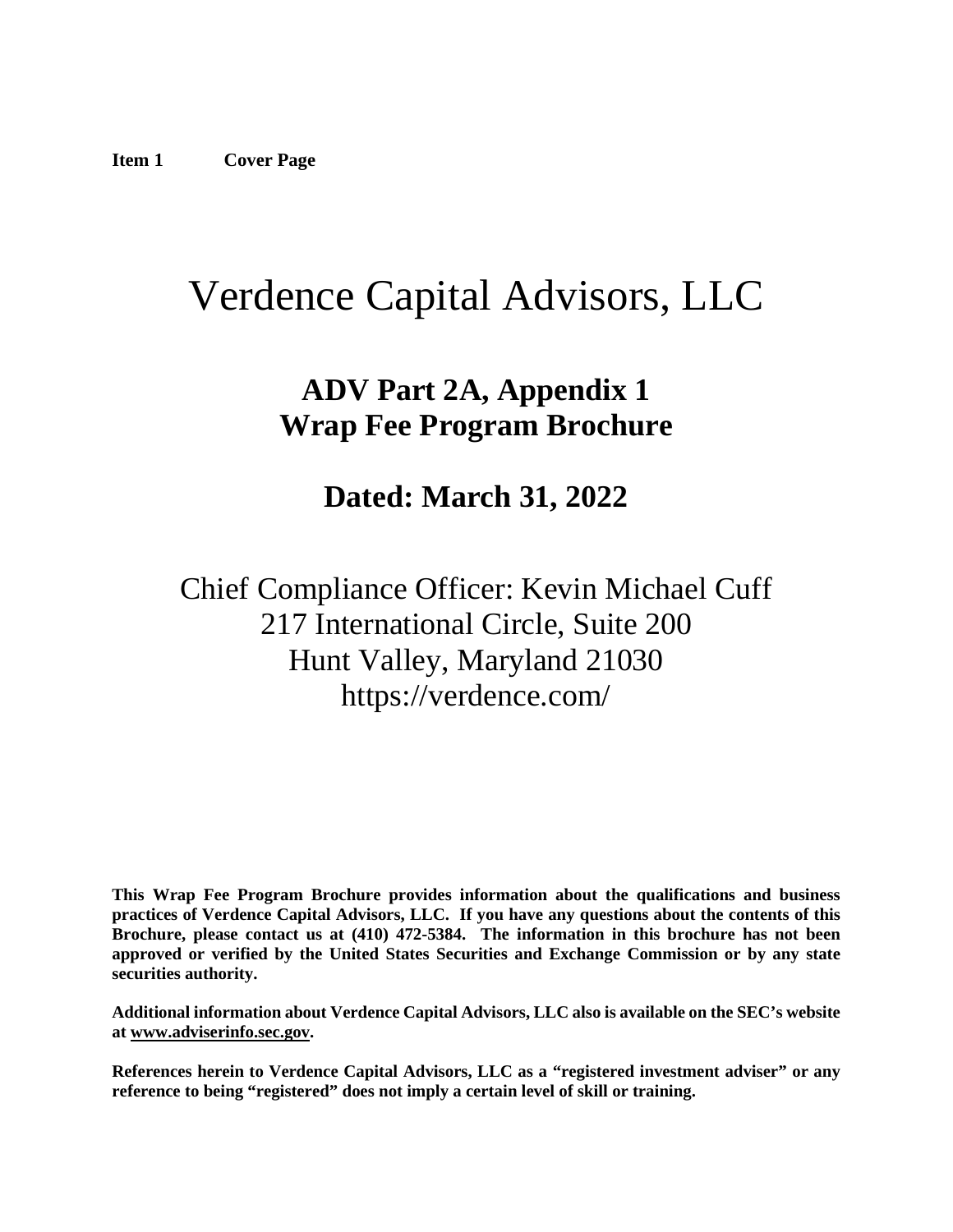**Item 1 Cover Page**

# Verdence Capital Advisors, LLC

## ADV Part 2A, Appendix 1
## Wrap Fee Program Brochure

## Dated: March 31, 2022

Chief Compliance Officer: Kevin Michael Cuff
217 International Circle, Suite 200
Hunt Valley, Maryland 21030
https://verdence.com/

**This Wrap Fee Program Brochure provides information about the qualifications and business practices of Verdence Capital Advisors, LLC. If you have any questions about the contents of this Brochure, please contact us at (410) 472-5384. The information in this brochure has not been approved or verified by the United States Securities and Exchange Commission or by any state securities authority.**

**Additional information about Verdence Capital Advisors, LLC also is available on the SEC's website at www.adviserinfo.sec.gov.**

**References herein to Verdence Capital Advisors, LLC as a "registered investment adviser" or any reference to being "registered" does not imply a certain level of skill or training.**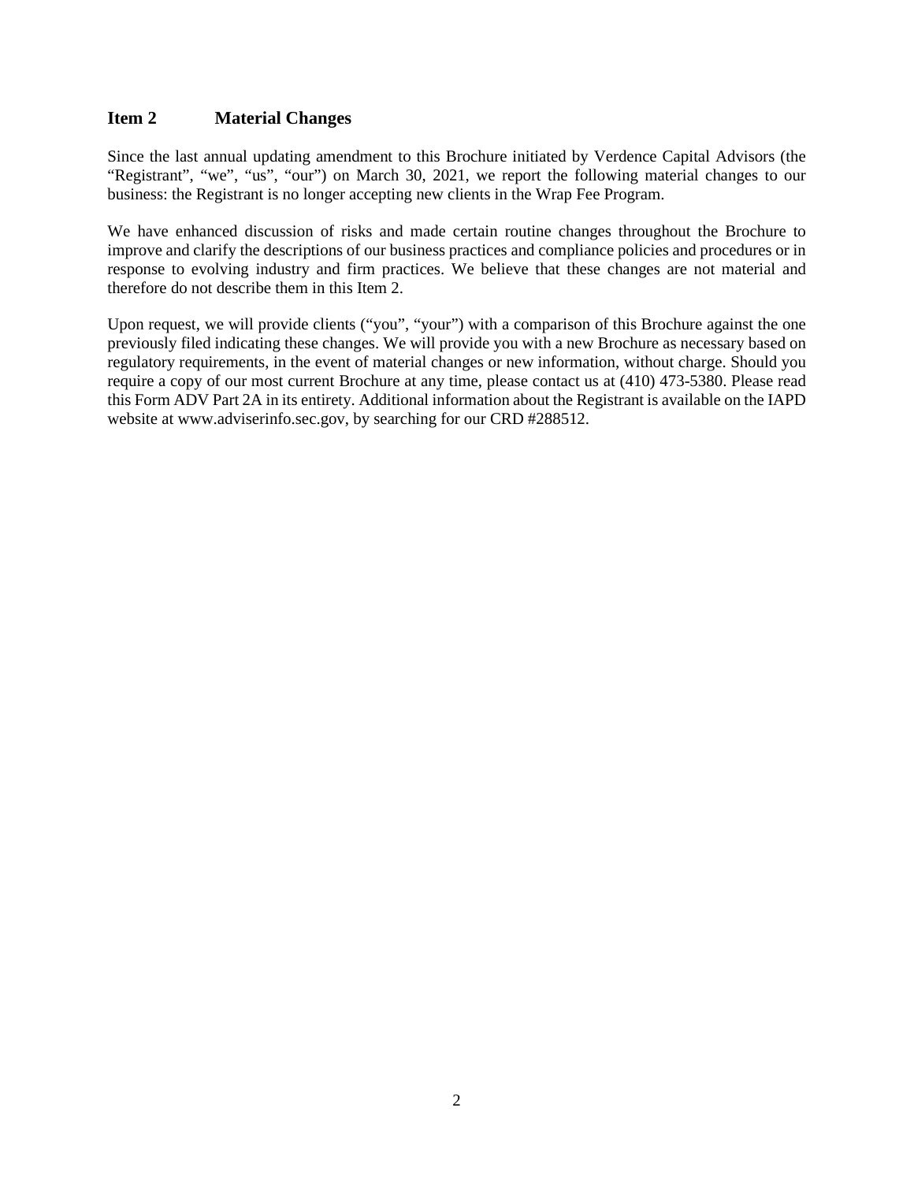## Item 2 Material Changes

Since the last annual updating amendment to this Brochure initiated by Verdence Capital Advisors (the "Registrant", "we", "us", "our") on March 30, 2021, we report the following material changes to our business: the Registrant is no longer accepting new clients in the Wrap Fee Program.

We have enhanced discussion of risks and made certain routine changes throughout the Brochure to improve and clarify the descriptions of our business practices and compliance policies and procedures or in response to evolving industry and firm practices. We believe that these changes are not material and therefore do not describe them in this Item 2.

Upon request, we will provide clients ("you", "your") with a comparison of this Brochure against the one previously filed indicating these changes. We will provide you with a new Brochure as necessary based on regulatory requirements, in the event of material changes or new information, without charge. Should you require a copy of our most current Brochure at any time, please contact us at (410) 473-5380. Please read this Form ADV Part 2A in its entirety. Additional information about the Registrant is available on the IAPD website at www.adviserinfo.sec.gov, by searching for our CRD #288512.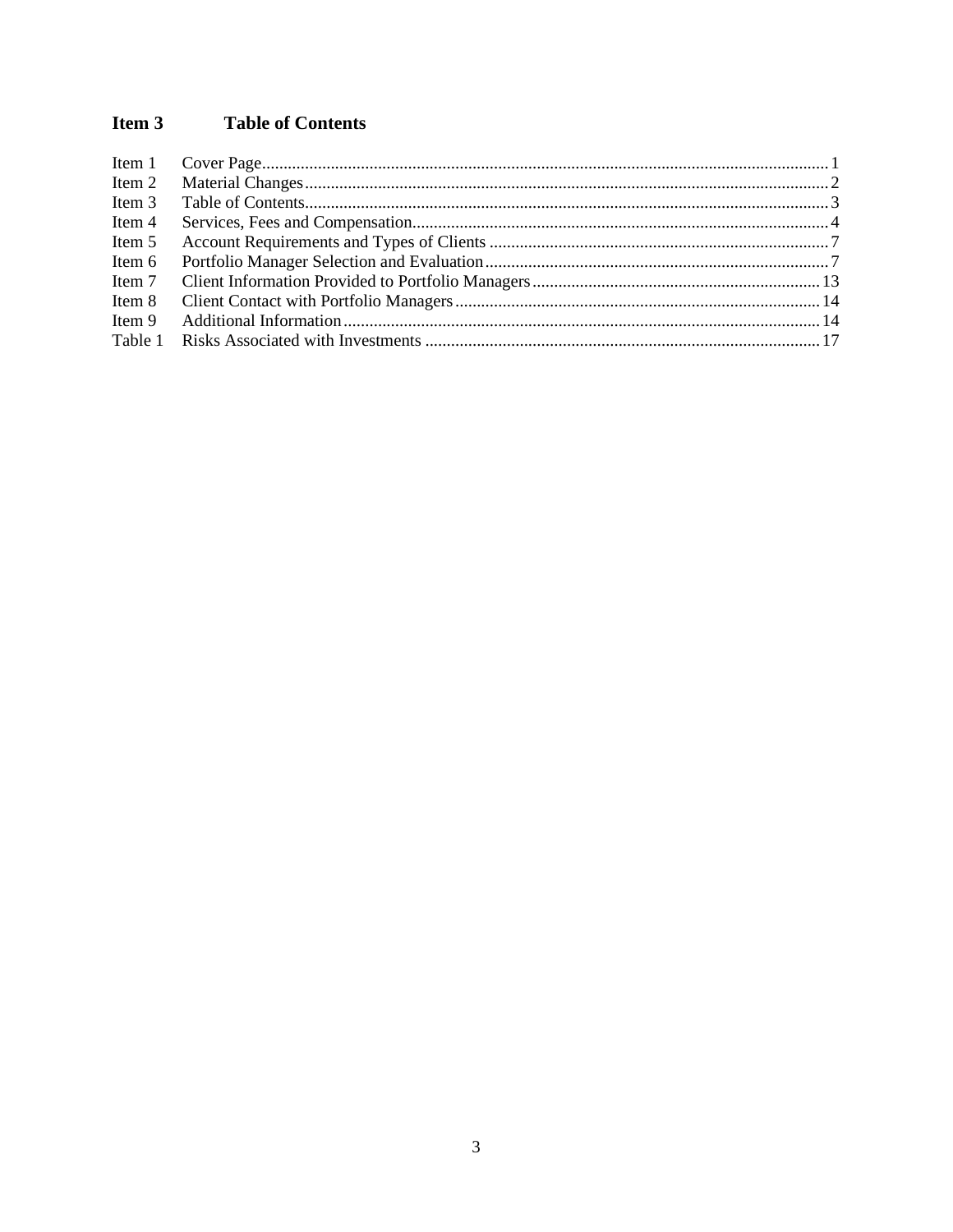## Item 3 Table of Contents

| | | |
|---|---|---|
| Item 1 | Cover Page | 1 |
| Item 2 | Material Changes | 2 |
| Item 3 | Table of Contents | 3 |
| Item 4 | Services, Fees and Compensation | 4 |
| Item 5 | Account Requirements and Types of Clients | 7 |
| Item 6 | Portfolio Manager Selection and Evaluation | 7 |
| Item 7 | Client Information Provided to Portfolio Managers | 13 |
| Item 8 | Client Contact with Portfolio Managers | 14 |
| Item 9 | Additional Information | 14 |
| Table 1 | Risks Associated with Investments | 17 |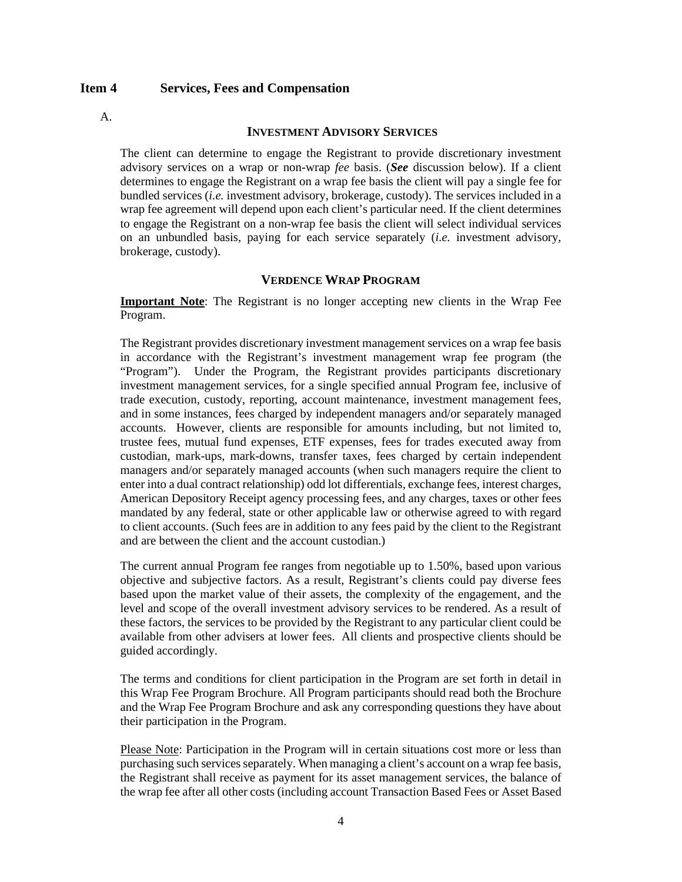## Item 4 Services, Fees and Compensation

A.

### INVESTMENT ADVISORY SERVICES

The client can determine to engage the Registrant to provide discretionary investment advisory services on a wrap or non-wrap *fee* basis. (***See*** discussion below). If a client determines to engage the Registrant on a wrap fee basis the client will pay a single fee for bundled services (*i.e.* investment advisory, brokerage, custody). The services included in a wrap fee agreement will depend upon each client's particular need. If the client determines to engage the Registrant on a non-wrap fee basis the client will select individual services on an unbundled basis, paying for each service separately (*i.e.* investment advisory, brokerage, custody).

### VERDENCE WRAP PROGRAM

**Important Note**: The Registrant is no longer accepting new clients in the Wrap Fee Program.

The Registrant provides discretionary investment management services on a wrap fee basis in accordance with the Registrant's investment management wrap fee program (the "Program"). Under the Program, the Registrant provides participants discretionary investment management services, for a single specified annual Program fee, inclusive of trade execution, custody, reporting, account maintenance, investment management fees, and in some instances, fees charged by independent managers and/or separately managed accounts. However, clients are responsible for amounts including, but not limited to, trustee fees, mutual fund expenses, ETF expenses, fees for trades executed away from custodian, mark-ups, mark-downs, transfer taxes, fees charged by certain independent managers and/or separately managed accounts (when such managers require the client to enter into a dual contract relationship) odd lot differentials, exchange fees, interest charges, American Depository Receipt agency processing fees, and any charges, taxes or other fees mandated by any federal, state or other applicable law or otherwise agreed to with regard to client accounts. (Such fees are in addition to any fees paid by the client to the Registrant and are between the client and the account custodian.)

The current annual Program fee ranges from negotiable up to 1.50%, based upon various objective and subjective factors. As a result, Registrant's clients could pay diverse fees based upon the market value of their assets, the complexity of the engagement, and the level and scope of the overall investment advisory services to be rendered. As a result of these factors, the services to be provided by the Registrant to any particular client could be available from other advisers at lower fees. All clients and prospective clients should be guided accordingly.

The terms and conditions for client participation in the Program are set forth in detail in this Wrap Fee Program Brochure. All Program participants should read both the Brochure and the Wrap Fee Program Brochure and ask any corresponding questions they have about their participation in the Program.

Please Note: Participation in the Program will in certain situations cost more or less than purchasing such services separately. When managing a client's account on a wrap fee basis, the Registrant shall receive as payment for its asset management services, the balance of the wrap fee after all other costs (including account Transaction Based Fees or Asset Based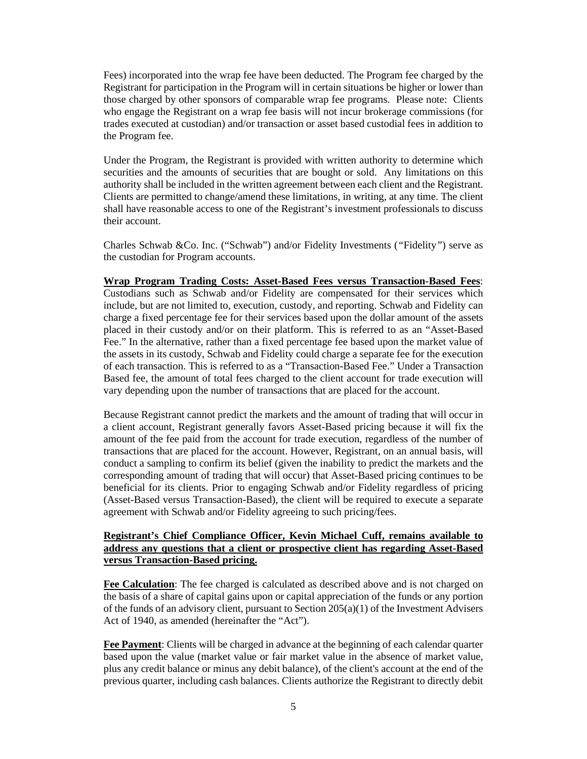Fees) incorporated into the wrap fee have been deducted. The Program fee charged by the Registrant for participation in the Program will in certain situations be higher or lower than those charged by other sponsors of comparable wrap fee programs. Please note: Clients who engage the Registrant on a wrap fee basis will not incur brokerage commissions (for trades executed at custodian) and/or transaction or asset based custodial fees in addition to the Program fee.

Under the Program, the Registrant is provided with written authority to determine which securities and the amounts of securities that are bought or sold. Any limitations on this authority shall be included in the written agreement between each client and the Registrant. Clients are permitted to change/amend these limitations, in writing, at any time. The client shall have reasonable access to one of the Registrant's investment professionals to discuss their account.

Charles Schwab &Co. Inc. ("Schwab") and/or Fidelity Investments ("Fidelity") serve as the custodian for Program accounts.

**Wrap Program Trading Costs: Asset-Based Fees versus Transaction-Based Fees**: Custodians such as Schwab and/or Fidelity are compensated for their services which include, but are not limited to, execution, custody, and reporting. Schwab and Fidelity can charge a fixed percentage fee for their services based upon the dollar amount of the assets placed in their custody and/or on their platform. This is referred to as an "Asset-Based Fee." In the alternative, rather than a fixed percentage fee based upon the market value of the assets in its custody, Schwab and Fidelity could charge a separate fee for the execution of each transaction. This is referred to as a "Transaction-Based Fee." Under a Transaction Based fee, the amount of total fees charged to the client account for trade execution will vary depending upon the number of transactions that are placed for the account.

Because Registrant cannot predict the markets and the amount of trading that will occur in a client account, Registrant generally favors Asset-Based pricing because it will fix the amount of the fee paid from the account for trade execution, regardless of the number of transactions that are placed for the account. However, Registrant, on an annual basis, will conduct a sampling to confirm its belief (given the inability to predict the markets and the corresponding amount of trading that will occur) that Asset-Based pricing continues to be beneficial for its clients. Prior to engaging Schwab and/or Fidelity regardless of pricing (Asset-Based versus Transaction-Based), the client will be required to execute a separate agreement with Schwab and/or Fidelity agreeing to such pricing/fees.

**Registrant's Chief Compliance Officer, Kevin Michael Cuff, remains available to address any questions that a client or prospective client has regarding Asset-Based versus Transaction-Based pricing.**

**Fee Calculation**: The fee charged is calculated as described above and is not charged on the basis of a share of capital gains upon or capital appreciation of the funds or any portion of the funds of an advisory client, pursuant to Section 205(a)(1) of the Investment Advisers Act of 1940, as amended (hereinafter the "Act").

**Fee Payment**: Clients will be charged in advance at the beginning of each calendar quarter based upon the value (market value or fair market value in the absence of market value, plus any credit balance or minus any debit balance), of the client's account at the end of the previous quarter, including cash balances. Clients authorize the Registrant to directly debit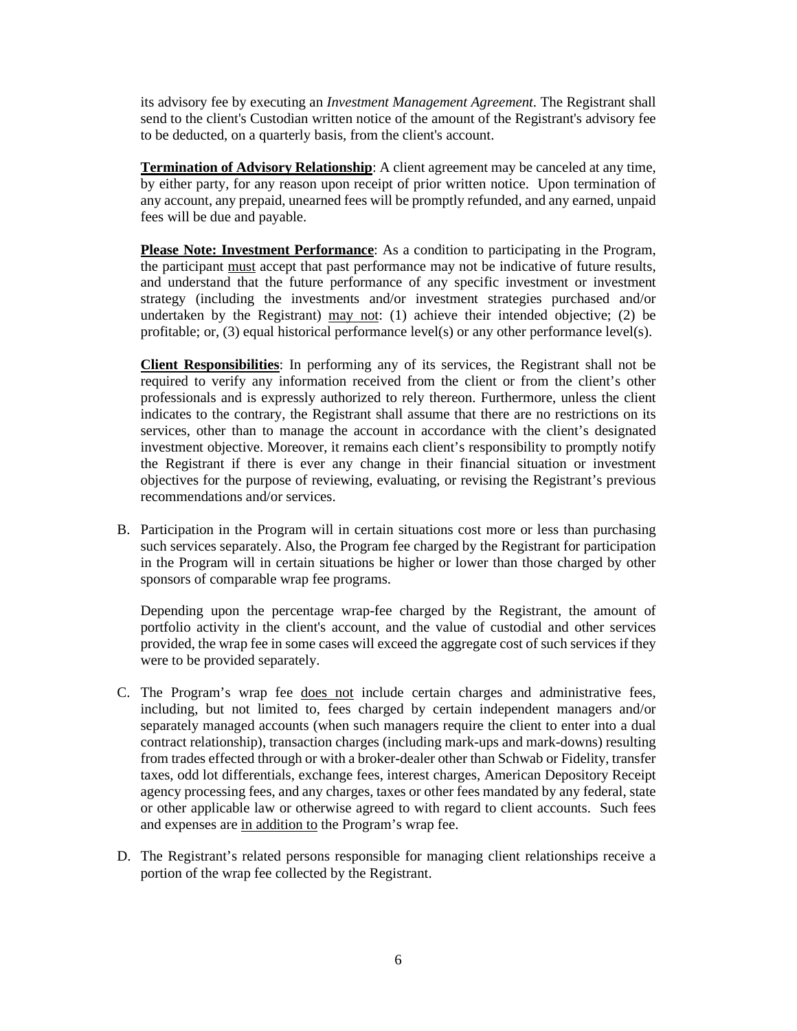its advisory fee by executing an *Investment Management Agreement*. The Registrant shall send to the client's Custodian written notice of the amount of the Registrant's advisory fee to be deducted, on a quarterly basis, from the client's account.

**Termination of Advisory Relationship**: A client agreement may be canceled at any time, by either party, for any reason upon receipt of prior written notice. Upon termination of any account, any prepaid, unearned fees will be promptly refunded, and any earned, unpaid fees will be due and payable.

**Please Note: Investment Performance**: As a condition to participating in the Program, the participant must accept that past performance may not be indicative of future results, and understand that the future performance of any specific investment or investment strategy (including the investments and/or investment strategies purchased and/or undertaken by the Registrant) may not: (1) achieve their intended objective; (2) be profitable; or, (3) equal historical performance level(s) or any other performance level(s).

**Client Responsibilities**: In performing any of its services, the Registrant shall not be required to verify any information received from the client or from the client's other professionals and is expressly authorized to rely thereon. Furthermore, unless the client indicates to the contrary, the Registrant shall assume that there are no restrictions on its services, other than to manage the account in accordance with the client's designated investment objective. Moreover, it remains each client's responsibility to promptly notify the Registrant if there is ever any change in their financial situation or investment objectives for the purpose of reviewing, evaluating, or revising the Registrant's previous recommendations and/or services.

B. Participation in the Program will in certain situations cost more or less than purchasing such services separately. Also, the Program fee charged by the Registrant for participation in the Program will in certain situations be higher or lower than those charged by other sponsors of comparable wrap fee programs.

   Depending upon the percentage wrap-fee charged by the Registrant, the amount of portfolio activity in the client's account, and the value of custodial and other services provided, the wrap fee in some cases will exceed the aggregate cost of such services if they were to be provided separately.

C. The Program's wrap fee does not include certain charges and administrative fees, including, but not limited to, fees charged by certain independent managers and/or separately managed accounts (when such managers require the client to enter into a dual contract relationship), transaction charges (including mark-ups and mark-downs) resulting from trades effected through or with a broker-dealer other than Schwab or Fidelity, transfer taxes, odd lot differentials, exchange fees, interest charges, American Depository Receipt agency processing fees, and any charges, taxes or other fees mandated by any federal, state or other applicable law or otherwise agreed to with regard to client accounts. Such fees and expenses are in addition to the Program's wrap fee.

D. The Registrant's related persons responsible for managing client relationships receive a portion of the wrap fee collected by the Registrant.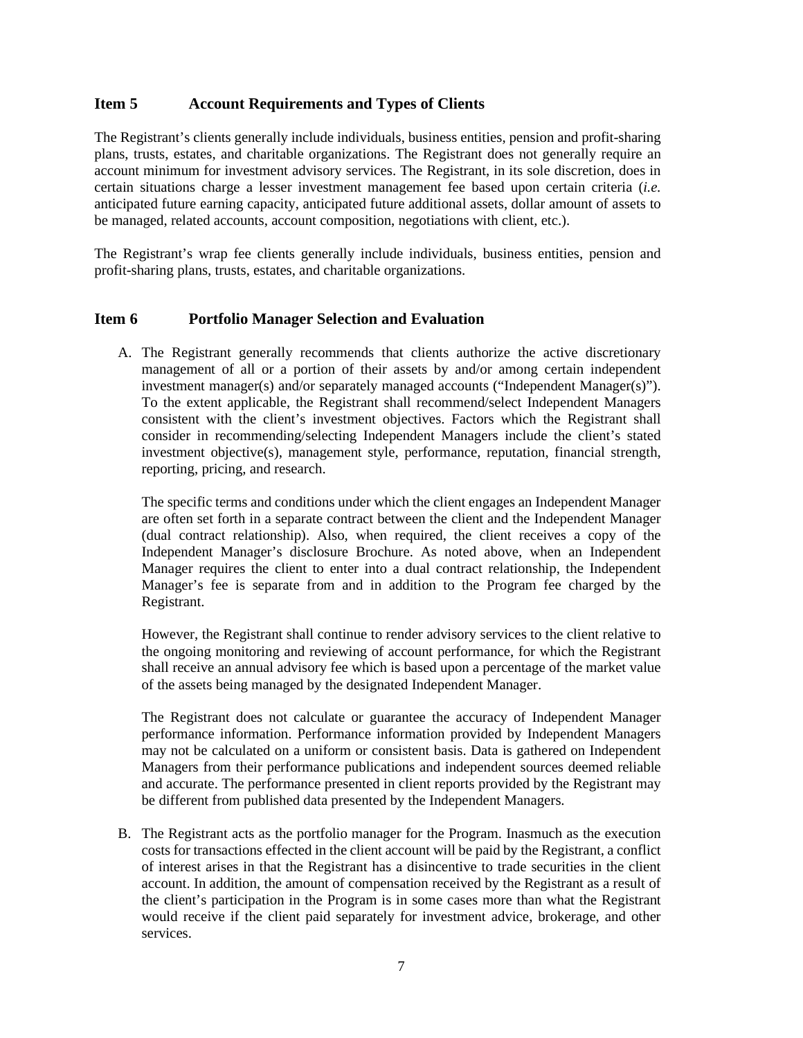## Item 5 Account Requirements and Types of Clients

The Registrant's clients generally include individuals, business entities, pension and profit-sharing plans, trusts, estates, and charitable organizations. The Registrant does not generally require an account minimum for investment advisory services. The Registrant, in its sole discretion, does in certain situations charge a lesser investment management fee based upon certain criteria (*i.e.* anticipated future earning capacity, anticipated future additional assets, dollar amount of assets to be managed, related accounts, account composition, negotiations with client, etc.).

The Registrant's wrap fee clients generally include individuals, business entities, pension and profit-sharing plans, trusts, estates, and charitable organizations.

## Item 6 Portfolio Manager Selection and Evaluation

A. The Registrant generally recommends that clients authorize the active discretionary management of all or a portion of their assets by and/or among certain independent investment manager(s) and/or separately managed accounts ("Independent Manager(s)"). To the extent applicable, the Registrant shall recommend/select Independent Managers consistent with the client's investment objectives. Factors which the Registrant shall consider in recommending/selecting Independent Managers include the client's stated investment objective(s), management style, performance, reputation, financial strength, reporting, pricing, and research.

   The specific terms and conditions under which the client engages an Independent Manager are often set forth in a separate contract between the client and the Independent Manager (dual contract relationship). Also, when required, the client receives a copy of the Independent Manager's disclosure Brochure. As noted above, when an Independent Manager requires the client to enter into a dual contract relationship, the Independent Manager's fee is separate from and in addition to the Program fee charged by the Registrant.

   However, the Registrant shall continue to render advisory services to the client relative to the ongoing monitoring and reviewing of account performance, for which the Registrant shall receive an annual advisory fee which is based upon a percentage of the market value of the assets being managed by the designated Independent Manager.

   The Registrant does not calculate or guarantee the accuracy of Independent Manager performance information. Performance information provided by Independent Managers may not be calculated on a uniform or consistent basis. Data is gathered on Independent Managers from their performance publications and independent sources deemed reliable and accurate. The performance presented in client reports provided by the Registrant may be different from published data presented by the Independent Managers.

B. The Registrant acts as the portfolio manager for the Program. Inasmuch as the execution costs for transactions effected in the client account will be paid by the Registrant, a conflict of interest arises in that the Registrant has a disincentive to trade securities in the client account. In addition, the amount of compensation received by the Registrant as a result of the client's participation in the Program is in some cases more than what the Registrant would receive if the client paid separately for investment advice, brokerage, and other services.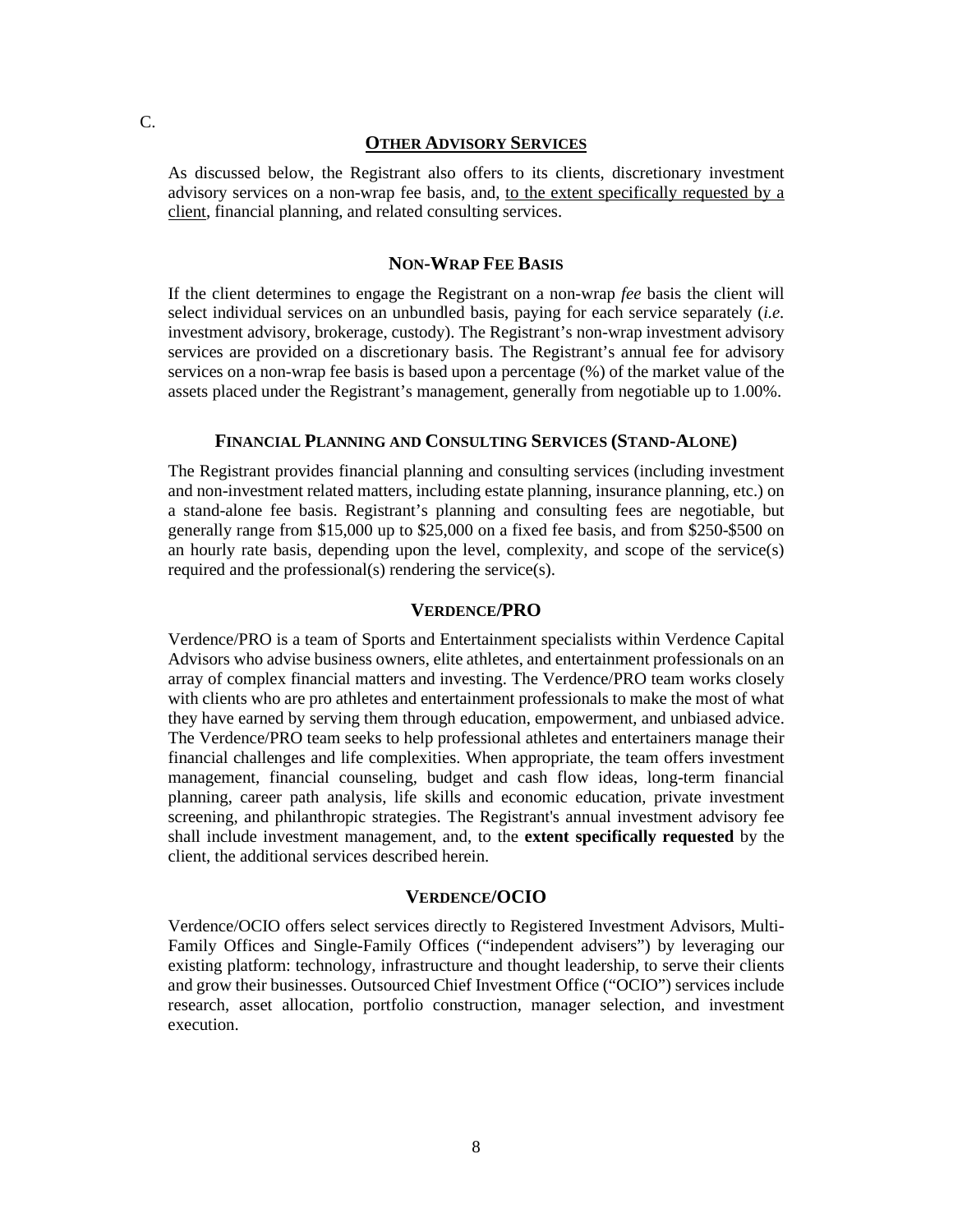C.

## Other Advisory Services

As discussed below, the Registrant also offers to its clients, discretionary investment advisory services on a non-wrap fee basis, and, to the extent specifically requested by a client, financial planning, and related consulting services.

### Non-Wrap Fee Basis

If the client determines to engage the Registrant on a non-wrap *fee* basis the client will select individual services on an unbundled basis, paying for each service separately (*i.e.* investment advisory, brokerage, custody). The Registrant's non-wrap investment advisory services are provided on a discretionary basis. The Registrant's annual fee for advisory services on a non-wrap fee basis is based upon a percentage (%) of the market value of the assets placed under the Registrant's management, generally from negotiable up to 1.00%.

### Financial Planning and Consulting Services (Stand-Alone)

The Registrant provides financial planning and consulting services (including investment and non-investment related matters, including estate planning, insurance planning, etc.) on a stand-alone fee basis. Registrant's planning and consulting fees are negotiable, but generally range from $15,000 up to $25,000 on a fixed fee basis, and from $250-$500 on an hourly rate basis, depending upon the level, complexity, and scope of the service(s) required and the professional(s) rendering the service(s).

### Verdence/PRO

Verdence/PRO is a team of Sports and Entertainment specialists within Verdence Capital Advisors who advise business owners, elite athletes, and entertainment professionals on an array of complex financial matters and investing. The Verdence/PRO team works closely with clients who are pro athletes and entertainment professionals to make the most of what they have earned by serving them through education, empowerment, and unbiased advice. The Verdence/PRO team seeks to help professional athletes and entertainers manage their financial challenges and life complexities. When appropriate, the team offers investment management, financial counseling, budget and cash flow ideas, long-term financial planning, career path analysis, life skills and economic education, private investment screening, and philanthropic strategies. The Registrant's annual investment advisory fee shall include investment management, and, to the **extent specifically requested** by the client, the additional services described herein.

### Verdence/OCIO

Verdence/OCIO offers select services directly to Registered Investment Advisors, Multi-Family Offices and Single-Family Offices ("independent advisers") by leveraging our existing platform: technology, infrastructure and thought leadership, to serve their clients and grow their businesses. Outsourced Chief Investment Office ("OCIO") services include research, asset allocation, portfolio construction, manager selection, and investment execution.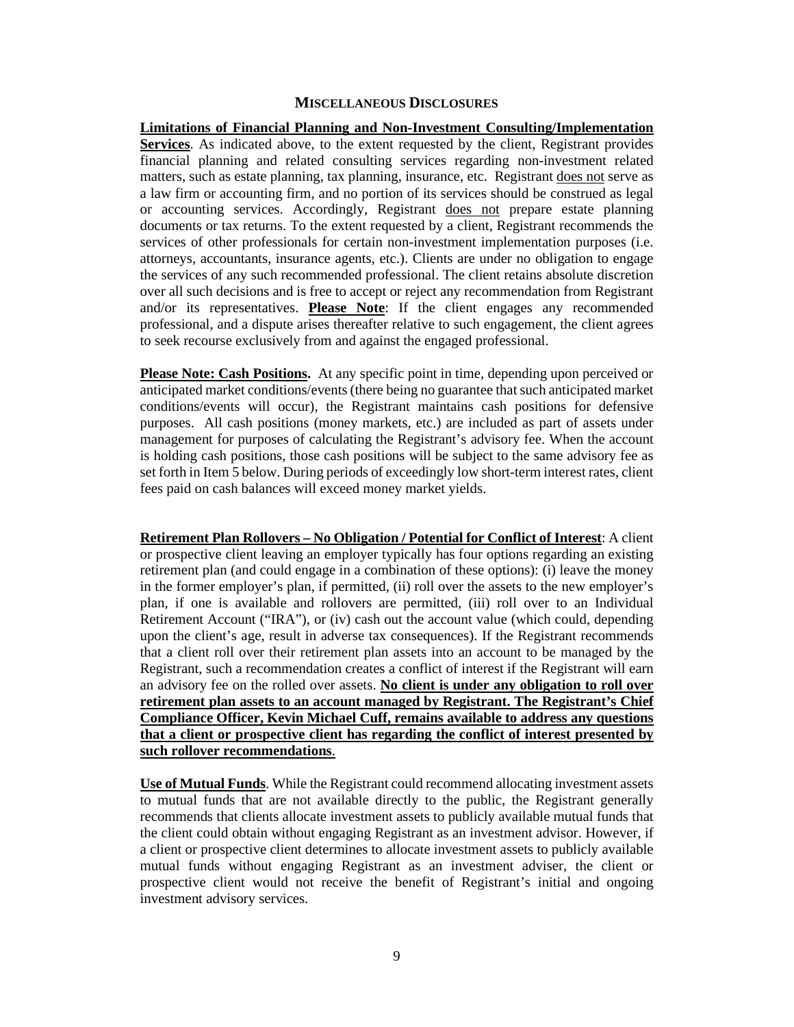## MISCELLANEOUS DISCLOSURES

**Limitations of Financial Planning and Non-Investment Consulting/Implementation Services**. As indicated above, to the extent requested by the client, Registrant provides financial planning and related consulting services regarding non-investment related matters, such as estate planning, tax planning, insurance, etc. Registrant does not serve as a law firm or accounting firm, and no portion of its services should be construed as legal or accounting services. Accordingly, Registrant does not prepare estate planning documents or tax returns. To the extent requested by a client, Registrant recommends the services of other professionals for certain non-investment implementation purposes (i.e. attorneys, accountants, insurance agents, etc.). Clients are under no obligation to engage the services of any such recommended professional. The client retains absolute discretion over all such decisions and is free to accept or reject any recommendation from Registrant and/or its representatives. **Please Note**: If the client engages any recommended professional, and a dispute arises thereafter relative to such engagement, the client agrees to seek recourse exclusively from and against the engaged professional.

**Please Note: Cash Positions.** At any specific point in time, depending upon perceived or anticipated market conditions/events (there being no guarantee that such anticipated market conditions/events will occur), the Registrant maintains cash positions for defensive purposes. All cash positions (money markets, etc.) are included as part of assets under management for purposes of calculating the Registrant's advisory fee. When the account is holding cash positions, those cash positions will be subject to the same advisory fee as set forth in Item 5 below. During periods of exceedingly low short-term interest rates, client fees paid on cash balances will exceed money market yields.

**Retirement Plan Rollovers – No Obligation / Potential for Conflict of Interest**: A client or prospective client leaving an employer typically has four options regarding an existing retirement plan (and could engage in a combination of these options): (i) leave the money in the former employer's plan, if permitted, (ii) roll over the assets to the new employer's plan, if one is available and rollovers are permitted, (iii) roll over to an Individual Retirement Account ("IRA"), or (iv) cash out the account value (which could, depending upon the client's age, result in adverse tax consequences). If the Registrant recommends that a client roll over their retirement plan assets into an account to be managed by the Registrant, such a recommendation creates a conflict of interest if the Registrant will earn an advisory fee on the rolled over assets. **No client is under any obligation to roll over retirement plan assets to an account managed by Registrant. The Registrant's Chief Compliance Officer, Kevin Michael Cuff, remains available to address any questions that a client or prospective client has regarding the conflict of interest presented by such rollover recommendations**.

**Use of Mutual Funds**. While the Registrant could recommend allocating investment assets to mutual funds that are not available directly to the public, the Registrant generally recommends that clients allocate investment assets to publicly available mutual funds that the client could obtain without engaging Registrant as an investment advisor. However, if a client or prospective client determines to allocate investment assets to publicly available mutual funds without engaging Registrant as an investment adviser, the client or prospective client would not receive the benefit of Registrant's initial and ongoing investment advisory services.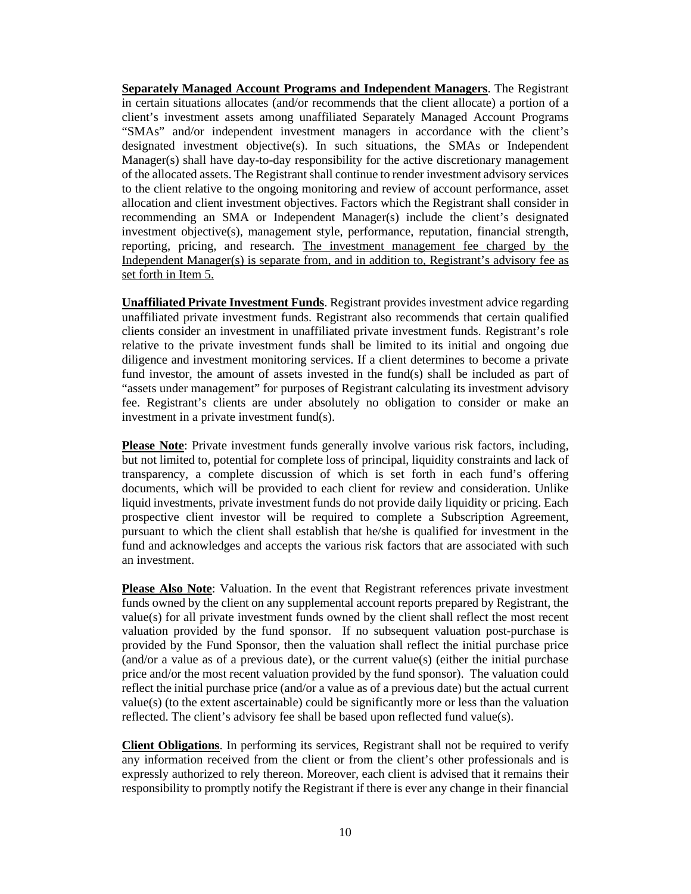**Separately Managed Account Programs and Independent Managers**. The Registrant in certain situations allocates (and/or recommends that the client allocate) a portion of a client's investment assets among unaffiliated Separately Managed Account Programs "SMAs" and/or independent investment managers in accordance with the client's designated investment objective(s). In such situations, the SMAs or Independent Manager(s) shall have day-to-day responsibility for the active discretionary management of the allocated assets. The Registrant shall continue to render investment advisory services to the client relative to the ongoing monitoring and review of account performance, asset allocation and client investment objectives. Factors which the Registrant shall consider in recommending an SMA or Independent Manager(s) include the client's designated investment objective(s), management style, performance, reputation, financial strength, reporting, pricing, and research. The investment management fee charged by the Independent Manager(s) is separate from, and in addition to, Registrant's advisory fee as set forth in Item 5.

**Unaffiliated Private Investment Funds**. Registrant provides investment advice regarding unaffiliated private investment funds. Registrant also recommends that certain qualified clients consider an investment in unaffiliated private investment funds. Registrant's role relative to the private investment funds shall be limited to its initial and ongoing due diligence and investment monitoring services. If a client determines to become a private fund investor, the amount of assets invested in the fund(s) shall be included as part of "assets under management" for purposes of Registrant calculating its investment advisory fee. Registrant's clients are under absolutely no obligation to consider or make an investment in a private investment fund(s).

**Please Note**: Private investment funds generally involve various risk factors, including, but not limited to, potential for complete loss of principal, liquidity constraints and lack of transparency, a complete discussion of which is set forth in each fund's offering documents, which will be provided to each client for review and consideration. Unlike liquid investments, private investment funds do not provide daily liquidity or pricing. Each prospective client investor will be required to complete a Subscription Agreement, pursuant to which the client shall establish that he/she is qualified for investment in the fund and acknowledges and accepts the various risk factors that are associated with such an investment.

**Please Also Note**: Valuation. In the event that Registrant references private investment funds owned by the client on any supplemental account reports prepared by Registrant, the value(s) for all private investment funds owned by the client shall reflect the most recent valuation provided by the fund sponsor. If no subsequent valuation post-purchase is provided by the Fund Sponsor, then the valuation shall reflect the initial purchase price (and/or a value as of a previous date), or the current value(s) (either the initial purchase price and/or the most recent valuation provided by the fund sponsor). The valuation could reflect the initial purchase price (and/or a value as of a previous date) but the actual current value(s) (to the extent ascertainable) could be significantly more or less than the valuation reflected. The client's advisory fee shall be based upon reflected fund value(s).

**Client Obligations**. In performing its services, Registrant shall not be required to verify any information received from the client or from the client's other professionals and is expressly authorized to rely thereon. Moreover, each client is advised that it remains their responsibility to promptly notify the Registrant if there is ever any change in their financial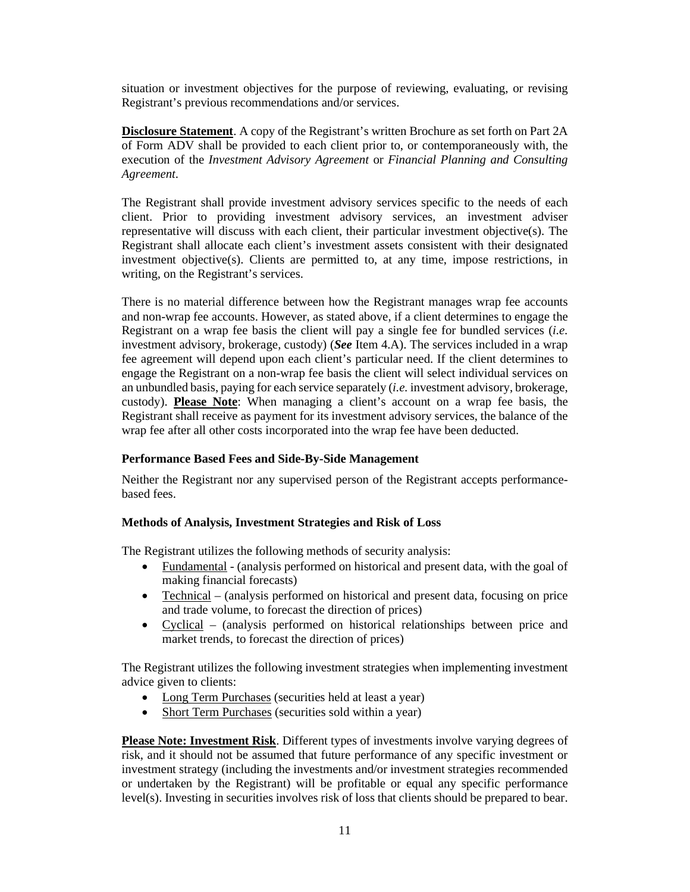situation or investment objectives for the purpose of reviewing, evaluating, or revising Registrant's previous recommendations and/or services.

**Disclosure Statement**. A copy of the Registrant's written Brochure as set forth on Part 2A of Form ADV shall be provided to each client prior to, or contemporaneously with, the execution of the *Investment Advisory Agreement* or *Financial Planning and Consulting Agreement*.

The Registrant shall provide investment advisory services specific to the needs of each client. Prior to providing investment advisory services, an investment adviser representative will discuss with each client, their particular investment objective(s). The Registrant shall allocate each client's investment assets consistent with their designated investment objective(s). Clients are permitted to, at any time, impose restrictions, in writing, on the Registrant's services.

There is no material difference between how the Registrant manages wrap fee accounts and non-wrap fee accounts. However, as stated above, if a client determines to engage the Registrant on a wrap fee basis the client will pay a single fee for bundled services (*i.e.* investment advisory, brokerage, custody) (***See*** Item 4.A). The services included in a wrap fee agreement will depend upon each client's particular need. If the client determines to engage the Registrant on a non-wrap fee basis the client will select individual services on an unbundled basis, paying for each service separately (*i.e.* investment advisory, brokerage, custody). **Please Note**: When managing a client's account on a wrap fee basis, the Registrant shall receive as payment for its investment advisory services, the balance of the wrap fee after all other costs incorporated into the wrap fee have been deducted.

### Performance Based Fees and Side-By-Side Management

Neither the Registrant nor any supervised person of the Registrant accepts performance-based fees.

### Methods of Analysis, Investment Strategies and Risk of Loss

The Registrant utilizes the following methods of security analysis:

- Fundamental - (analysis performed on historical and present data, with the goal of making financial forecasts)
- Technical – (analysis performed on historical and present data, focusing on price and trade volume, to forecast the direction of prices)
- Cyclical – (analysis performed on historical relationships between price and market trends, to forecast the direction of prices)

The Registrant utilizes the following investment strategies when implementing investment advice given to clients:

- Long Term Purchases (securities held at least a year)
- Short Term Purchases (securities sold within a year)

**Please Note: Investment Risk**. Different types of investments involve varying degrees of risk, and it should not be assumed that future performance of any specific investment or investment strategy (including the investments and/or investment strategies recommended or undertaken by the Registrant) will be profitable or equal any specific performance level(s). Investing in securities involves risk of loss that clients should be prepared to bear.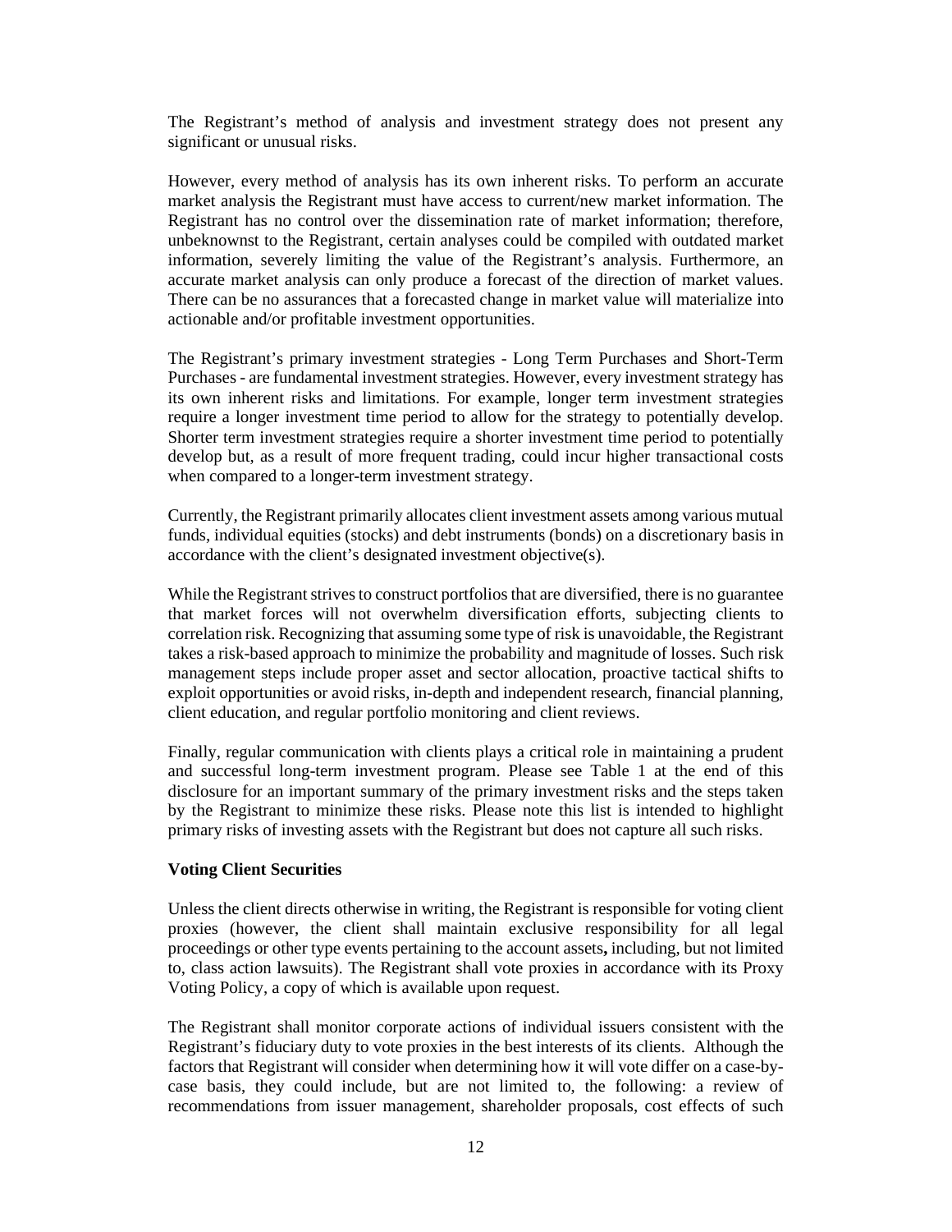The Registrant's method of analysis and investment strategy does not present any significant or unusual risks.

However, every method of analysis has its own inherent risks. To perform an accurate market analysis the Registrant must have access to current/new market information. The Registrant has no control over the dissemination rate of market information; therefore, unbeknownst to the Registrant, certain analyses could be compiled with outdated market information, severely limiting the value of the Registrant's analysis. Furthermore, an accurate market analysis can only produce a forecast of the direction of market values. There can be no assurances that a forecasted change in market value will materialize into actionable and/or profitable investment opportunities.

The Registrant's primary investment strategies - Long Term Purchases and Short-Term Purchases - are fundamental investment strategies. However, every investment strategy has its own inherent risks and limitations. For example, longer term investment strategies require a longer investment time period to allow for the strategy to potentially develop. Shorter term investment strategies require a shorter investment time period to potentially develop but, as a result of more frequent trading, could incur higher transactional costs when compared to a longer-term investment strategy.

Currently, the Registrant primarily allocates client investment assets among various mutual funds, individual equities (stocks) and debt instruments (bonds) on a discretionary basis in accordance with the client's designated investment objective(s).

While the Registrant strives to construct portfolios that are diversified, there is no guarantee that market forces will not overwhelm diversification efforts, subjecting clients to correlation risk. Recognizing that assuming some type of risk is unavoidable, the Registrant takes a risk-based approach to minimize the probability and magnitude of losses. Such risk management steps include proper asset and sector allocation, proactive tactical shifts to exploit opportunities or avoid risks, in-depth and independent research, financial planning, client education, and regular portfolio monitoring and client reviews.

Finally, regular communication with clients plays a critical role in maintaining a prudent and successful long-term investment program. Please see Table 1 at the end of this disclosure for an important summary of the primary investment risks and the steps taken by the Registrant to minimize these risks. Please note this list is intended to highlight primary risks of investing assets with the Registrant but does not capture all such risks.

**Voting Client Securities**

Unless the client directs otherwise in writing, the Registrant is responsible for voting client proxies (however, the client shall maintain exclusive responsibility for all legal proceedings or other type events pertaining to the account assets**,** including, but not limited to, class action lawsuits). The Registrant shall vote proxies in accordance with its Proxy Voting Policy, a copy of which is available upon request.

The Registrant shall monitor corporate actions of individual issuers consistent with the Registrant's fiduciary duty to vote proxies in the best interests of its clients. Although the factors that Registrant will consider when determining how it will vote differ on a case-by-case basis, they could include, but are not limited to, the following: a review of recommendations from issuer management, shareholder proposals, cost effects of such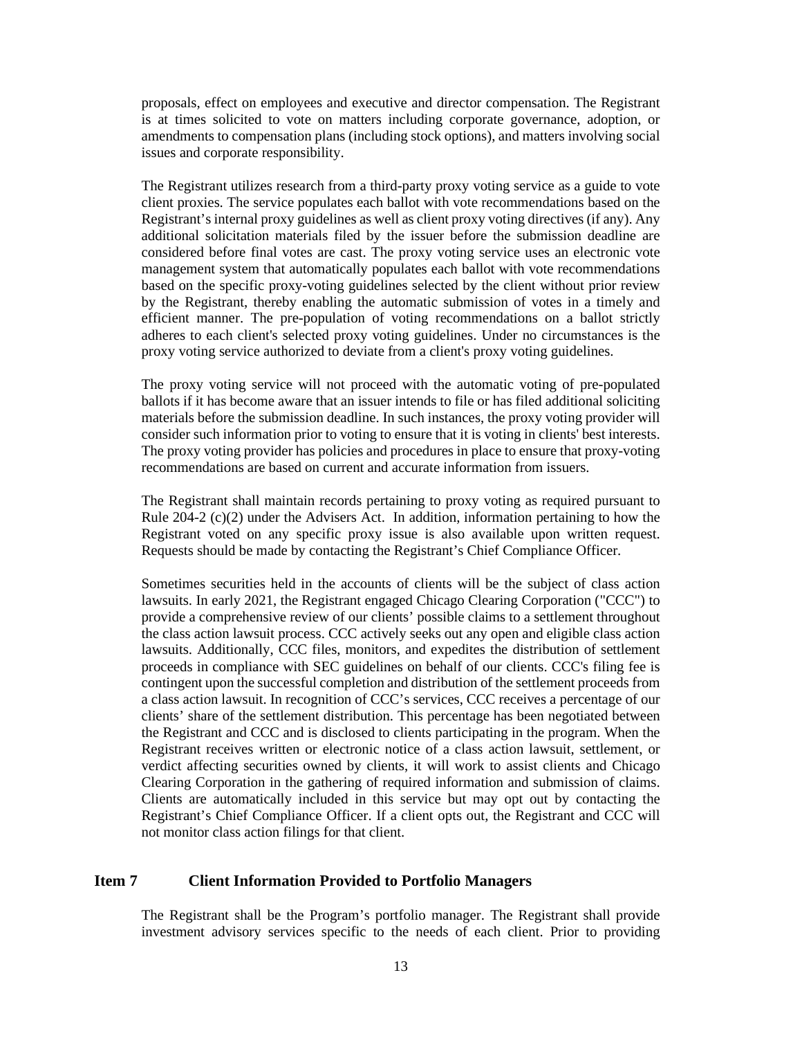proposals, effect on employees and executive and director compensation. The Registrant is at times solicited to vote on matters including corporate governance, adoption, or amendments to compensation plans (including stock options), and matters involving social issues and corporate responsibility.

The Registrant utilizes research from a third-party proxy voting service as a guide to vote client proxies. The service populates each ballot with vote recommendations based on the Registrant's internal proxy guidelines as well as client proxy voting directives (if any). Any additional solicitation materials filed by the issuer before the submission deadline are considered before final votes are cast. The proxy voting service uses an electronic vote management system that automatically populates each ballot with vote recommendations based on the specific proxy-voting guidelines selected by the client without prior review by the Registrant, thereby enabling the automatic submission of votes in a timely and efficient manner. The pre-population of voting recommendations on a ballot strictly adheres to each client's selected proxy voting guidelines. Under no circumstances is the proxy voting service authorized to deviate from a client's proxy voting guidelines.

The proxy voting service will not proceed with the automatic voting of pre-populated ballots if it has become aware that an issuer intends to file or has filed additional soliciting materials before the submission deadline. In such instances, the proxy voting provider will consider such information prior to voting to ensure that it is voting in clients' best interests. The proxy voting provider has policies and procedures in place to ensure that proxy-voting recommendations are based on current and accurate information from issuers.

The Registrant shall maintain records pertaining to proxy voting as required pursuant to Rule 204-2 (c)(2) under the Advisers Act. In addition, information pertaining to how the Registrant voted on any specific proxy issue is also available upon written request. Requests should be made by contacting the Registrant's Chief Compliance Officer.

Sometimes securities held in the accounts of clients will be the subject of class action lawsuits. In early 2021, the Registrant engaged Chicago Clearing Corporation ("CCC") to provide a comprehensive review of our clients' possible claims to a settlement throughout the class action lawsuit process. CCC actively seeks out any open and eligible class action lawsuits. Additionally, CCC files, monitors, and expedites the distribution of settlement proceeds in compliance with SEC guidelines on behalf of our clients. CCC's filing fee is contingent upon the successful completion and distribution of the settlement proceeds from a class action lawsuit. In recognition of CCC's services, CCC receives a percentage of our clients' share of the settlement distribution. This percentage has been negotiated between the Registrant and CCC and is disclosed to clients participating in the program. When the Registrant receives written or electronic notice of a class action lawsuit, settlement, or verdict affecting securities owned by clients, it will work to assist clients and Chicago Clearing Corporation in the gathering of required information and submission of claims. Clients are automatically included in this service but may opt out by contacting the Registrant's Chief Compliance Officer. If a client opts out, the Registrant and CCC will not monitor class action filings for that client.

## Item 7 Client Information Provided to Portfolio Managers

The Registrant shall be the Program's portfolio manager. The Registrant shall provide investment advisory services specific to the needs of each client. Prior to providing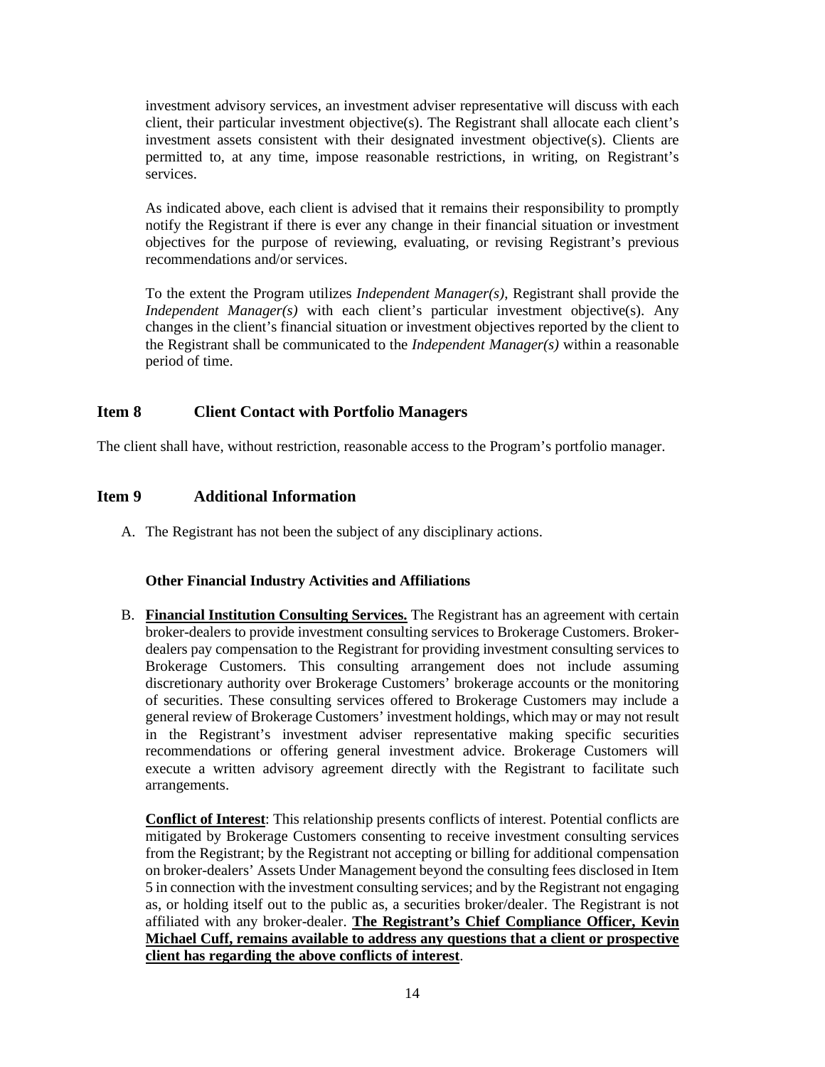investment advisory services, an investment adviser representative will discuss with each client, their particular investment objective(s). The Registrant shall allocate each client's investment assets consistent with their designated investment objective(s). Clients are permitted to, at any time, impose reasonable restrictions, in writing, on Registrant's services.

As indicated above, each client is advised that it remains their responsibility to promptly notify the Registrant if there is ever any change in their financial situation or investment objectives for the purpose of reviewing, evaluating, or revising Registrant's previous recommendations and/or services.

To the extent the Program utilizes *Independent Manager(s)*, Registrant shall provide the *Independent Manager(s)* with each client's particular investment objective(s). Any changes in the client's financial situation or investment objectives reported by the client to the Registrant shall be communicated to the *Independent Manager(s)* within a reasonable period of time.

## Item 8 Client Contact with Portfolio Managers

The client shall have, without restriction, reasonable access to the Program's portfolio manager.

## Item 9 Additional Information

A. The Registrant has not been the subject of any disciplinary actions.

**Other Financial Industry Activities and Affiliations**

B. **Financial Institution Consulting Services.** The Registrant has an agreement with certain broker-dealers to provide investment consulting services to Brokerage Customers. Broker-dealers pay compensation to the Registrant for providing investment consulting services to Brokerage Customers. This consulting arrangement does not include assuming discretionary authority over Brokerage Customers' brokerage accounts or the monitoring of securities. These consulting services offered to Brokerage Customers may include a general review of Brokerage Customers' investment holdings, which may or may not result in the Registrant's investment adviser representative making specific securities recommendations or offering general investment advice. Brokerage Customers will execute a written advisory agreement directly with the Registrant to facilitate such arrangements.

**Conflict of Interest**: This relationship presents conflicts of interest. Potential conflicts are mitigated by Brokerage Customers consenting to receive investment consulting services from the Registrant; by the Registrant not accepting or billing for additional compensation on broker-dealers' Assets Under Management beyond the consulting fees disclosed in Item 5 in connection with the investment consulting services; and by the Registrant not engaging as, or holding itself out to the public as, a securities broker/dealer. The Registrant is not affiliated with any broker-dealer. **The Registrant's Chief Compliance Officer, Kevin Michael Cuff, remains available to address any questions that a client or prospective client has regarding the above conflicts of interest**.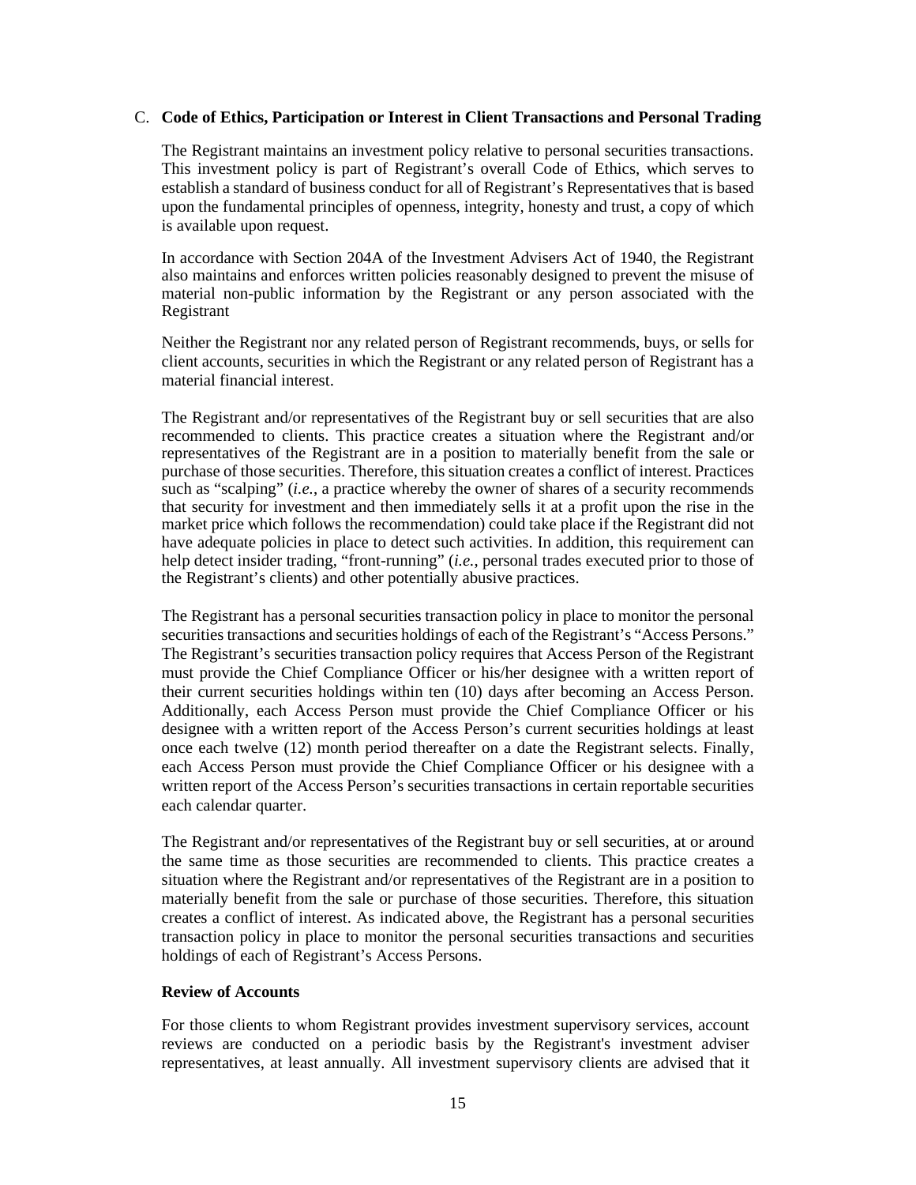## C. **Code of Ethics, Participation or Interest in Client Transactions and Personal Trading**

The Registrant maintains an investment policy relative to personal securities transactions. This investment policy is part of Registrant's overall Code of Ethics, which serves to establish a standard of business conduct for all of Registrant's Representatives that is based upon the fundamental principles of openness, integrity, honesty and trust, a copy of which is available upon request.

In accordance with Section 204A of the Investment Advisers Act of 1940, the Registrant also maintains and enforces written policies reasonably designed to prevent the misuse of material non-public information by the Registrant or any person associated with the Registrant

Neither the Registrant nor any related person of Registrant recommends, buys, or sells for client accounts, securities in which the Registrant or any related person of Registrant has a material financial interest.

The Registrant and/or representatives of the Registrant buy or sell securities that are also recommended to clients. This practice creates a situation where the Registrant and/or representatives of the Registrant are in a position to materially benefit from the sale or purchase of those securities. Therefore, this situation creates a conflict of interest. Practices such as "scalping" (*i.e.*, a practice whereby the owner of shares of a security recommends that security for investment and then immediately sells it at a profit upon the rise in the market price which follows the recommendation) could take place if the Registrant did not have adequate policies in place to detect such activities. In addition, this requirement can help detect insider trading, "front-running" (*i.e.*, personal trades executed prior to those of the Registrant's clients) and other potentially abusive practices.

The Registrant has a personal securities transaction policy in place to monitor the personal securities transactions and securities holdings of each of the Registrant's "Access Persons." The Registrant's securities transaction policy requires that Access Person of the Registrant must provide the Chief Compliance Officer or his/her designee with a written report of their current securities holdings within ten (10) days after becoming an Access Person. Additionally, each Access Person must provide the Chief Compliance Officer or his designee with a written report of the Access Person's current securities holdings at least once each twelve (12) month period thereafter on a date the Registrant selects. Finally, each Access Person must provide the Chief Compliance Officer or his designee with a written report of the Access Person's securities transactions in certain reportable securities each calendar quarter.

The Registrant and/or representatives of the Registrant buy or sell securities, at or around the same time as those securities are recommended to clients. This practice creates a situation where the Registrant and/or representatives of the Registrant are in a position to materially benefit from the sale or purchase of those securities. Therefore, this situation creates a conflict of interest. As indicated above, the Registrant has a personal securities transaction policy in place to monitor the personal securities transactions and securities holdings of each of Registrant's Access Persons.

**Review of Accounts**

For those clients to whom Registrant provides investment supervisory services, account reviews are conducted on a periodic basis by the Registrant's investment adviser representatives, at least annually. All investment supervisory clients are advised that it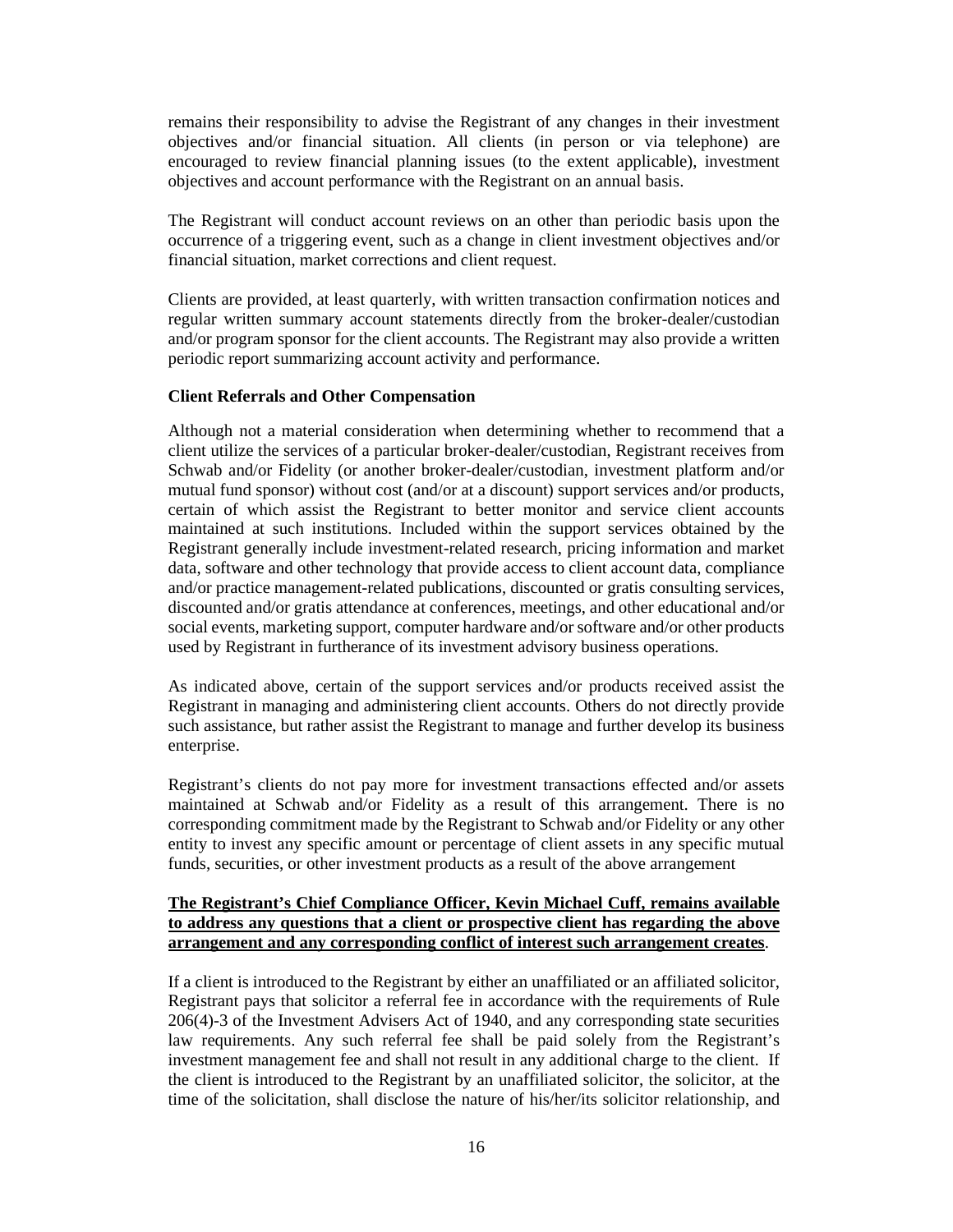remains their responsibility to advise the Registrant of any changes in their investment objectives and/or financial situation. All clients (in person or via telephone) are encouraged to review financial planning issues (to the extent applicable), investment objectives and account performance with the Registrant on an annual basis.

The Registrant will conduct account reviews on an other than periodic basis upon the occurrence of a triggering event, such as a change in client investment objectives and/or financial situation, market corrections and client request.

Clients are provided, at least quarterly, with written transaction confirmation notices and regular written summary account statements directly from the broker-dealer/custodian and/or program sponsor for the client accounts. The Registrant may also provide a written periodic report summarizing account activity and performance.

**Client Referrals and Other Compensation**

Although not a material consideration when determining whether to recommend that a client utilize the services of a particular broker-dealer/custodian, Registrant receives from Schwab and/or Fidelity (or another broker-dealer/custodian, investment platform and/or mutual fund sponsor) without cost (and/or at a discount) support services and/or products, certain of which assist the Registrant to better monitor and service client accounts maintained at such institutions. Included within the support services obtained by the Registrant generally include investment-related research, pricing information and market data, software and other technology that provide access to client account data, compliance and/or practice management-related publications, discounted or gratis consulting services, discounted and/or gratis attendance at conferences, meetings, and other educational and/or social events, marketing support, computer hardware and/or software and/or other products used by Registrant in furtherance of its investment advisory business operations.

As indicated above, certain of the support services and/or products received assist the Registrant in managing and administering client accounts. Others do not directly provide such assistance, but rather assist the Registrant to manage and further develop its business enterprise.

Registrant's clients do not pay more for investment transactions effected and/or assets maintained at Schwab and/or Fidelity as a result of this arrangement. There is no corresponding commitment made by the Registrant to Schwab and/or Fidelity or any other entity to invest any specific amount or percentage of client assets in any specific mutual funds, securities, or other investment products as a result of the above arrangement

**The Registrant's Chief Compliance Officer, Kevin Michael Cuff, remains available to address any questions that a client or prospective client has regarding the above arrangement and any corresponding conflict of interest such arrangement creates**.

If a client is introduced to the Registrant by either an unaffiliated or an affiliated solicitor, Registrant pays that solicitor a referral fee in accordance with the requirements of Rule 206(4)-3 of the Investment Advisers Act of 1940, and any corresponding state securities law requirements. Any such referral fee shall be paid solely from the Registrant's investment management fee and shall not result in any additional charge to the client. If the client is introduced to the Registrant by an unaffiliated solicitor, the solicitor, at the time of the solicitation, shall disclose the nature of his/her/its solicitor relationship, and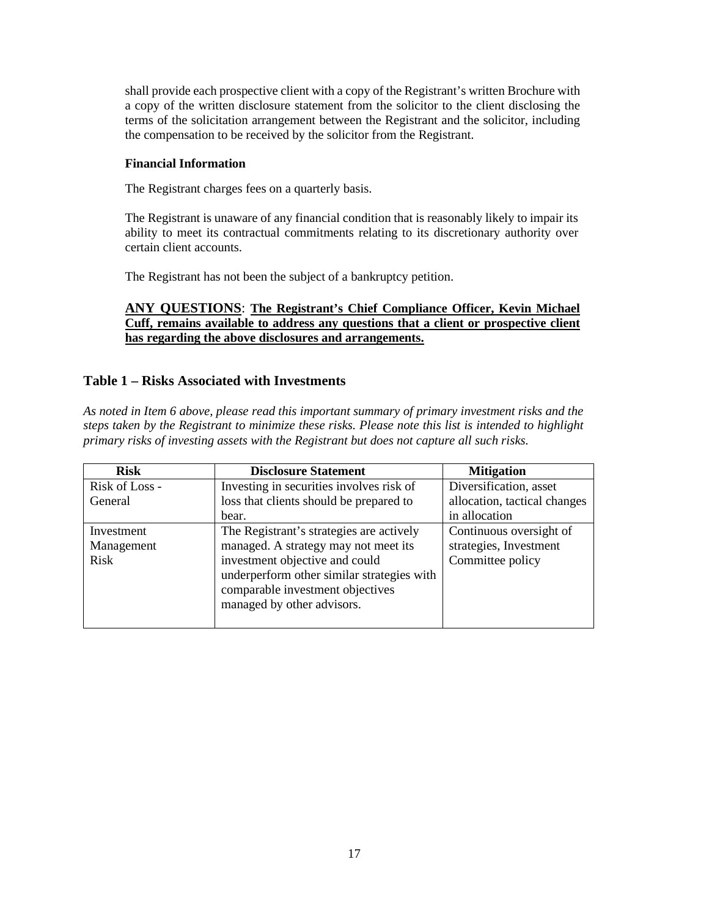shall provide each prospective client with a copy of the Registrant's written Brochure with a copy of the written disclosure statement from the solicitor to the client disclosing the terms of the solicitation arrangement between the Registrant and the solicitor, including the compensation to be received by the solicitor from the Registrant.

**Financial Information**

The Registrant charges fees on a quarterly basis.

The Registrant is unaware of any financial condition that is reasonably likely to impair its ability to meet its contractual commitments relating to its discretionary authority over certain client accounts.

The Registrant has not been the subject of a bankruptcy petition.

**ANY QUESTIONS**: **The Registrant's Chief Compliance Officer, Kevin Michael Cuff, remains available to address any questions that a client or prospective client has regarding the above disclosures and arrangements.**

## Table 1 – Risks Associated with Investments

*As noted in Item 6 above, please read this important summary of primary investment risks and the steps taken by the Registrant to minimize these risks. Please note this list is intended to highlight primary risks of investing assets with the Registrant but does not capture all such risks.*

| Risk | Disclosure Statement | Mitigation |
|---|---|---|
| Risk of Loss - General | Investing in securities involves risk of loss that clients should be prepared to bear. | Diversification, asset allocation, tactical changes in allocation |
| Investment Management Risk | The Registrant's strategies are actively managed. A strategy may not meet its investment objective and could underperform other similar strategies with comparable investment objectives managed by other advisors. | Continuous oversight of strategies, Investment Committee policy |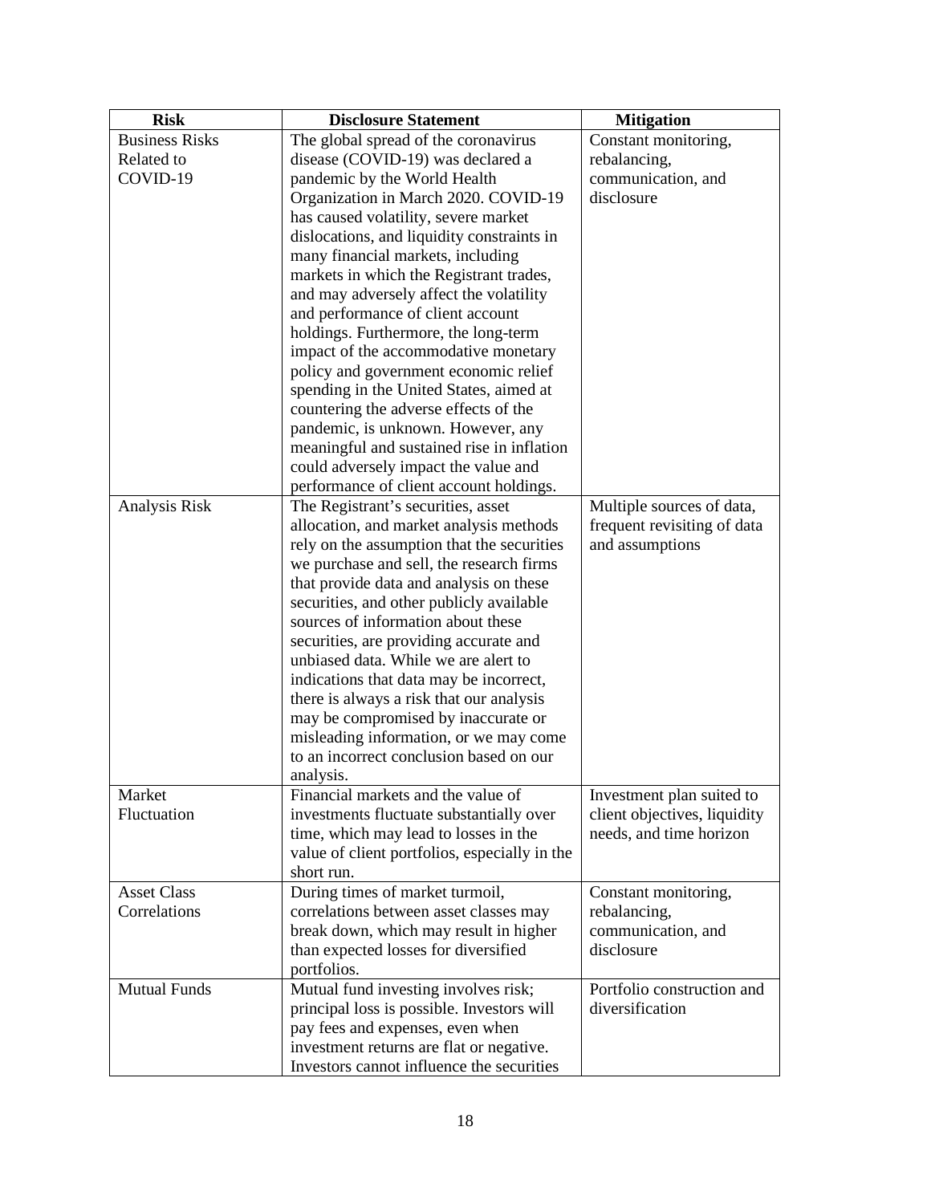| Risk | Disclosure Statement | Mitigation |
|---|---|---|
| Business Risks Related to COVID-19 | The global spread of the coronavirus disease (COVID-19) was declared a pandemic by the World Health Organization in March 2020. COVID-19 has caused volatility, severe market dislocations, and liquidity constraints in many financial markets, including markets in which the Registrant trades, and may adversely affect the volatility and performance of client account holdings. Furthermore, the long-term impact of the accommodative monetary policy and government economic relief spending in the United States, aimed at countering the adverse effects of the pandemic, is unknown. However, any meaningful and sustained rise in inflation could adversely impact the value and performance of client account holdings. | Constant monitoring, rebalancing, communication, and disclosure |
| Analysis Risk | The Registrant's securities, asset allocation, and market analysis methods rely on the assumption that the securities we purchase and sell, the research firms that provide data and analysis on these securities, and other publicly available sources of information about these securities, are providing accurate and unbiased data. While we are alert to indications that data may be incorrect, there is always a risk that our analysis may be compromised by inaccurate or misleading information, or we may come to an incorrect conclusion based on our analysis. | Multiple sources of data, frequent revisiting of data and assumptions |
| Market Fluctuation | Financial markets and the value of investments fluctuate substantially over time, which may lead to losses in the value of client portfolios, especially in the short run. | Investment plan suited to client objectives, liquidity needs, and time horizon |
| Asset Class Correlations | During times of market turmoil, correlations between asset classes may break down, which may result in higher than expected losses for diversified portfolios. | Constant monitoring, rebalancing, communication, and disclosure |
| Mutual Funds | Mutual fund investing involves risk; principal loss is possible. Investors will pay fees and expenses, even when investment returns are flat or negative. Investors cannot influence the securities | Portfolio construction and diversification |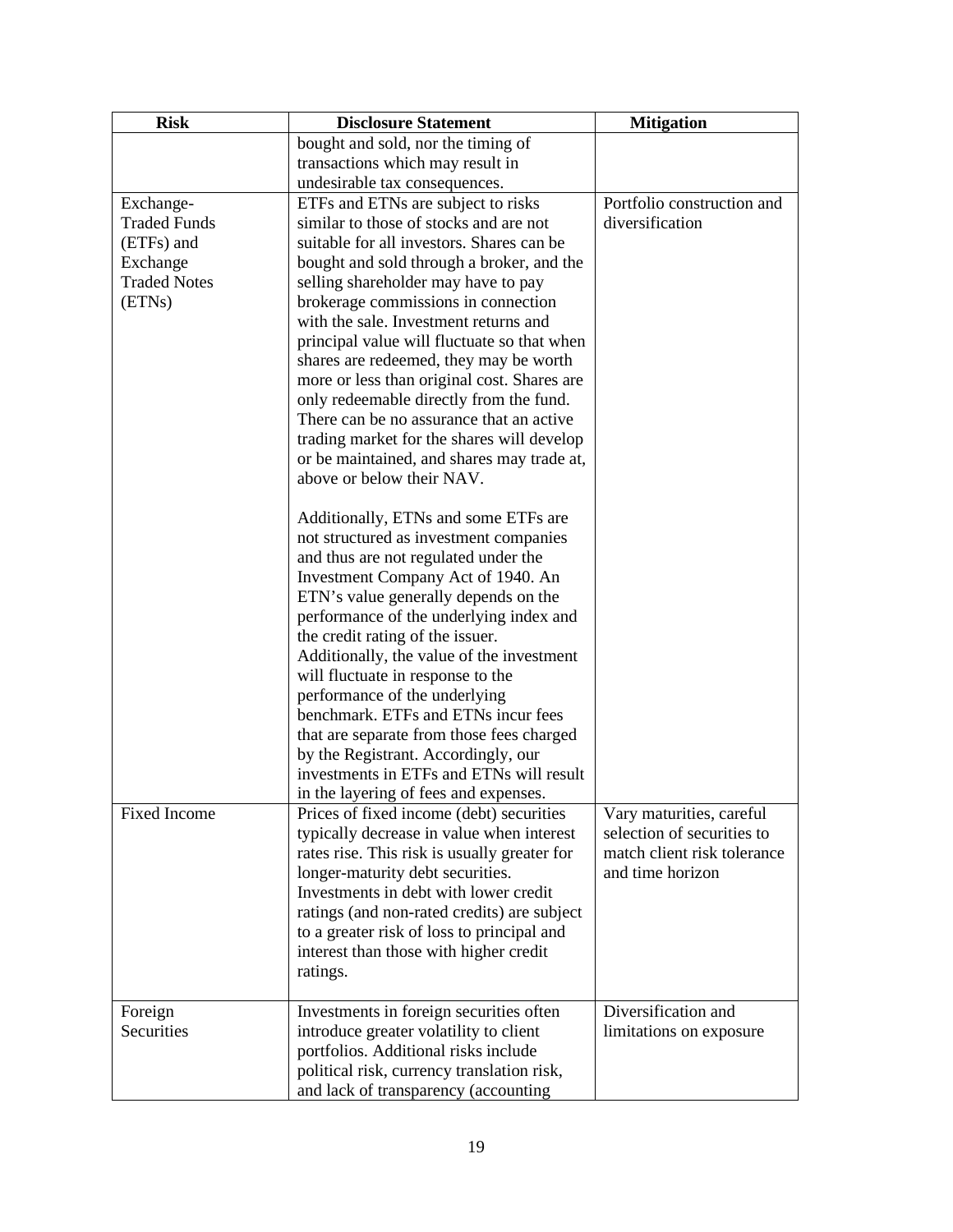| Risk | Disclosure Statement | Mitigation |
|---|---|---|
| | bought and sold, nor the timing of transactions which may result in undesirable tax consequences. | |
| Exchange-Traded Funds (ETFs) and Exchange Traded Notes (ETNs) | ETFs and ETNs are subject to risks similar to those of stocks and are not suitable for all investors. Shares can be bought and sold through a broker, and the selling shareholder may have to pay brokerage commissions in connection with the sale. Investment returns and principal value will fluctuate so that when shares are redeemed, they may be worth more or less than original cost. Shares are only redeemable directly from the fund. There can be no assurance that an active trading market for the shares will develop or be maintained, and shares may trade at, above or below their NAV.<br><br>Additionally, ETNs and some ETFs are not structured as investment companies and thus are not regulated under the Investment Company Act of 1940. An ETN's value generally depends on the performance of the underlying index and the credit rating of the issuer. Additionally, the value of the investment will fluctuate in response to the performance of the underlying benchmark. ETFs and ETNs incur fees that are separate from those fees charged by the Registrant. Accordingly, our investments in ETFs and ETNs will result in the layering of fees and expenses. | Portfolio construction and diversification |
| Fixed Income | Prices of fixed income (debt) securities typically decrease in value when interest rates rise. This risk is usually greater for longer-maturity debt securities. Investments in debt with lower credit ratings (and non-rated credits) are subject to a greater risk of loss to principal and interest than those with higher credit ratings. | Vary maturities, careful selection of securities to match client risk tolerance and time horizon |
| Foreign Securities | Investments in foreign securities often introduce greater volatility to client portfolios. Additional risks include political risk, currency translation risk, and lack of transparency (accounting | Diversification and limitations on exposure |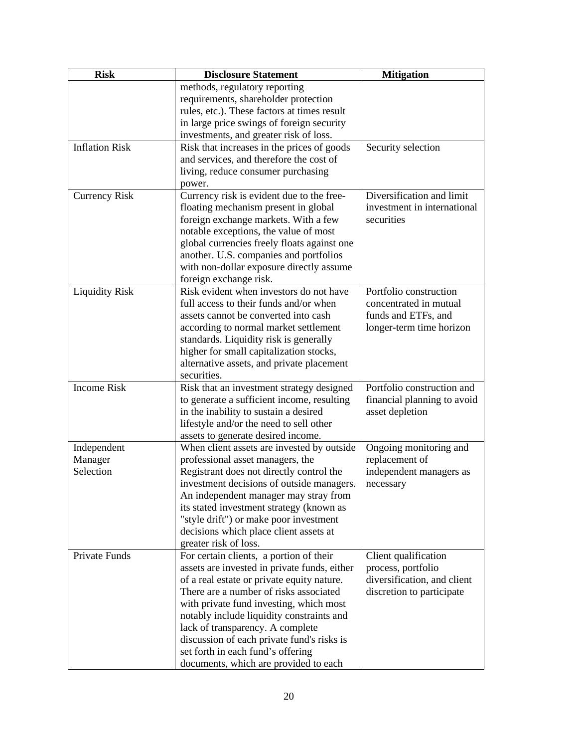| Risk | Disclosure Statement | Mitigation |
| --- | --- | --- |
| | methods, regulatory reporting requirements, shareholder protection rules, etc.). These factors at times result in large price swings of foreign security investments, and greater risk of loss. | |
| Inflation Risk | Risk that increases in the prices of goods and services, and therefore the cost of living, reduce consumer purchasing power. | Security selection |
| Currency Risk | Currency risk is evident due to the free-floating mechanism present in global foreign exchange markets. With a few notable exceptions, the value of most global currencies freely floats against one another. U.S. companies and portfolios with non-dollar exposure directly assume foreign exchange risk. | Diversification and limit investment in international securities |
| Liquidity Risk | Risk evident when investors do not have full access to their funds and/or when assets cannot be converted into cash according to normal market settlement standards. Liquidity risk is generally higher for small capitalization stocks, alternative assets, and private placement securities. | Portfolio construction concentrated in mutual funds and ETFs, and longer-term time horizon |
| Income Risk | Risk that an investment strategy designed to generate a sufficient income, resulting in the inability to sustain a desired lifestyle and/or the need to sell other assets to generate desired income. | Portfolio construction and financial planning to avoid asset depletion |
| Independent Manager Selection | When client assets are invested by outside professional asset managers, the Registrant does not directly control the investment decisions of outside managers. An independent manager may stray from its stated investment strategy (known as "style drift") or make poor investment decisions which place client assets at greater risk of loss. | Ongoing monitoring and replacement of independent managers as necessary |
| Private Funds | For certain clients, a portion of their assets are invested in private funds, either of a real estate or private equity nature. There are a number of risks associated with private fund investing, which most notably include liquidity constraints and lack of transparency. A complete discussion of each private fund's risks is set forth in each fund's offering documents, which are provided to each | Client qualification process, portfolio diversification, and client discretion to participate |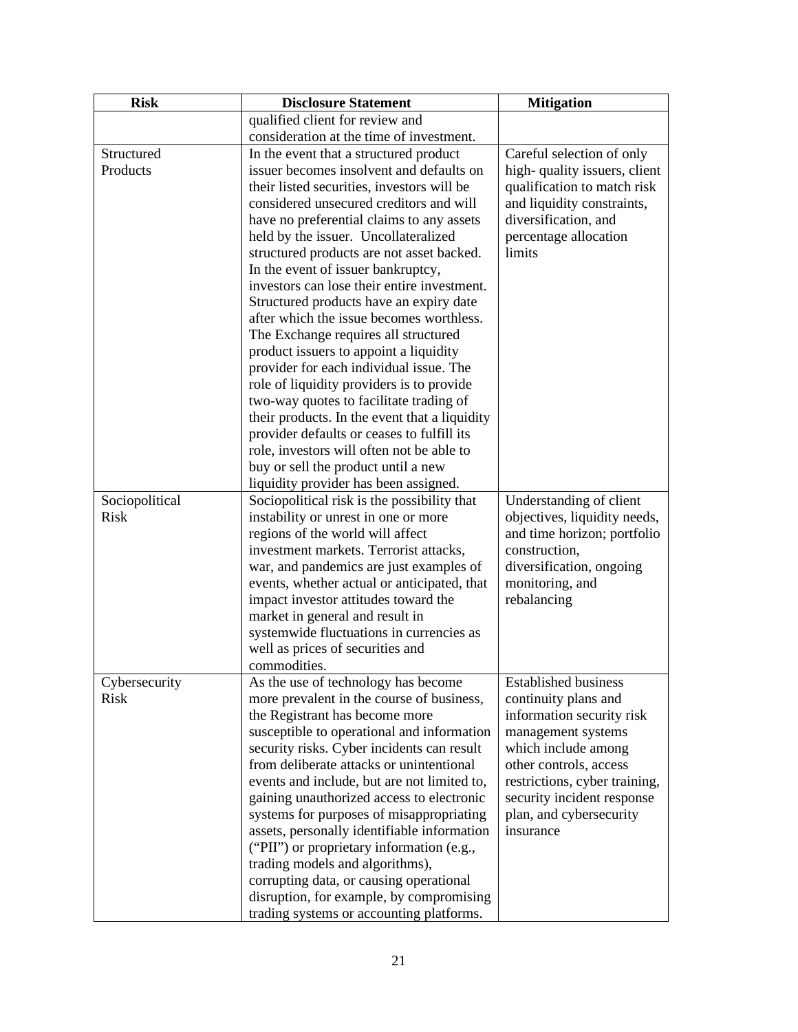| Risk | Disclosure Statement | Mitigation |
|---|---|---|
| | qualified client for review and consideration at the time of investment. | |
| Structured Products | In the event that a structured product issuer becomes insolvent and defaults on their listed securities, investors will be considered unsecured creditors and will have no preferential claims to any assets held by the issuer. Uncollateralized structured products are not asset backed. In the event of issuer bankruptcy, investors can lose their entire investment. Structured products have an expiry date after which the issue becomes worthless. The Exchange requires all structured product issuers to appoint a liquidity provider for each individual issue. The role of liquidity providers is to provide two-way quotes to facilitate trading of their products. In the event that a liquidity provider defaults or ceases to fulfill its role, investors will often not be able to buy or sell the product until a new liquidity provider has been assigned. | Careful selection of only high- quality issuers, client qualification to match risk and liquidity constraints, diversification, and percentage allocation limits |
| Sociopolitical Risk | Sociopolitical risk is the possibility that instability or unrest in one or more regions of the world will affect investment markets. Terrorist attacks, war, and pandemics are just examples of events, whether actual or anticipated, that impact investor attitudes toward the market in general and result in systemwide fluctuations in currencies as well as prices of securities and commodities. | Understanding of client objectives, liquidity needs, and time horizon; portfolio construction, diversification, ongoing monitoring, and rebalancing |
| Cybersecurity Risk | As the use of technology has become more prevalent in the course of business, the Registrant has become more susceptible to operational and information security risks. Cyber incidents can result from deliberate attacks or unintentional events and include, but are not limited to, gaining unauthorized access to electronic systems for purposes of misappropriating assets, personally identifiable information ("PII") or proprietary information (e.g., trading models and algorithms), corrupting data, or causing operational disruption, for example, by compromising trading systems or accounting platforms. | Established business continuity plans and information security risk management systems which include among other controls, access restrictions, cyber training, security incident response plan, and cybersecurity insurance |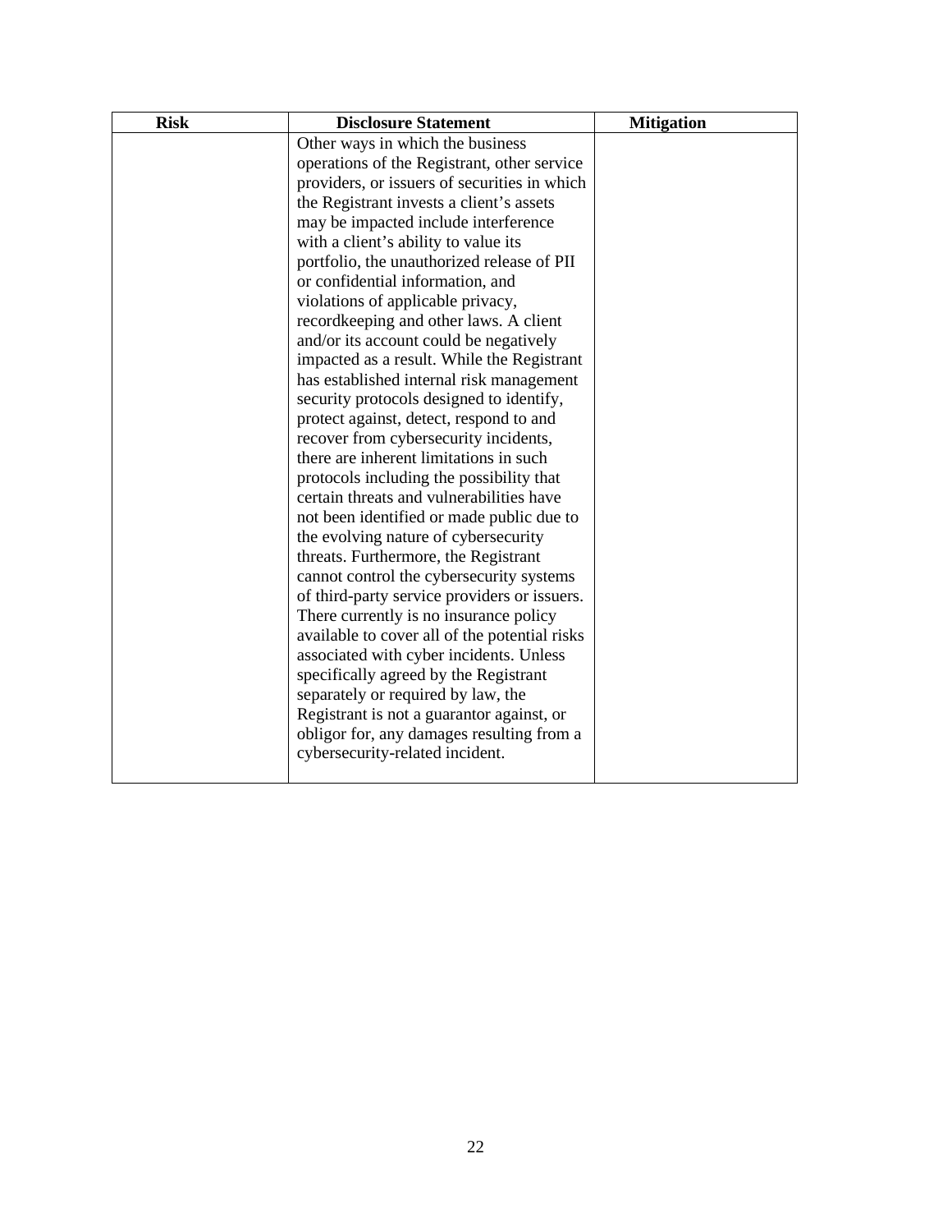| Risk | Disclosure Statement | Mitigation |
| --- | --- | --- |
| | Other ways in which the business operations of the Registrant, other service providers, or issuers of securities in which the Registrant invests a client's assets may be impacted include interference with a client's ability to value its portfolio, the unauthorized release of PII or confidential information, and violations of applicable privacy, recordkeeping and other laws. A client and/or its account could be negatively impacted as a result. While the Registrant has established internal risk management security protocols designed to identify, protect against, detect, respond to and recover from cybersecurity incidents, there are inherent limitations in such protocols including the possibility that certain threats and vulnerabilities have not been identified or made public due to the evolving nature of cybersecurity threats. Furthermore, the Registrant cannot control the cybersecurity systems of third-party service providers or issuers. There currently is no insurance policy available to cover all of the potential risks associated with cyber incidents. Unless specifically agreed by the Registrant separately or required by law, the Registrant is not a guarantor against, or obligor for, any damages resulting from a cybersecurity-related incident. | |